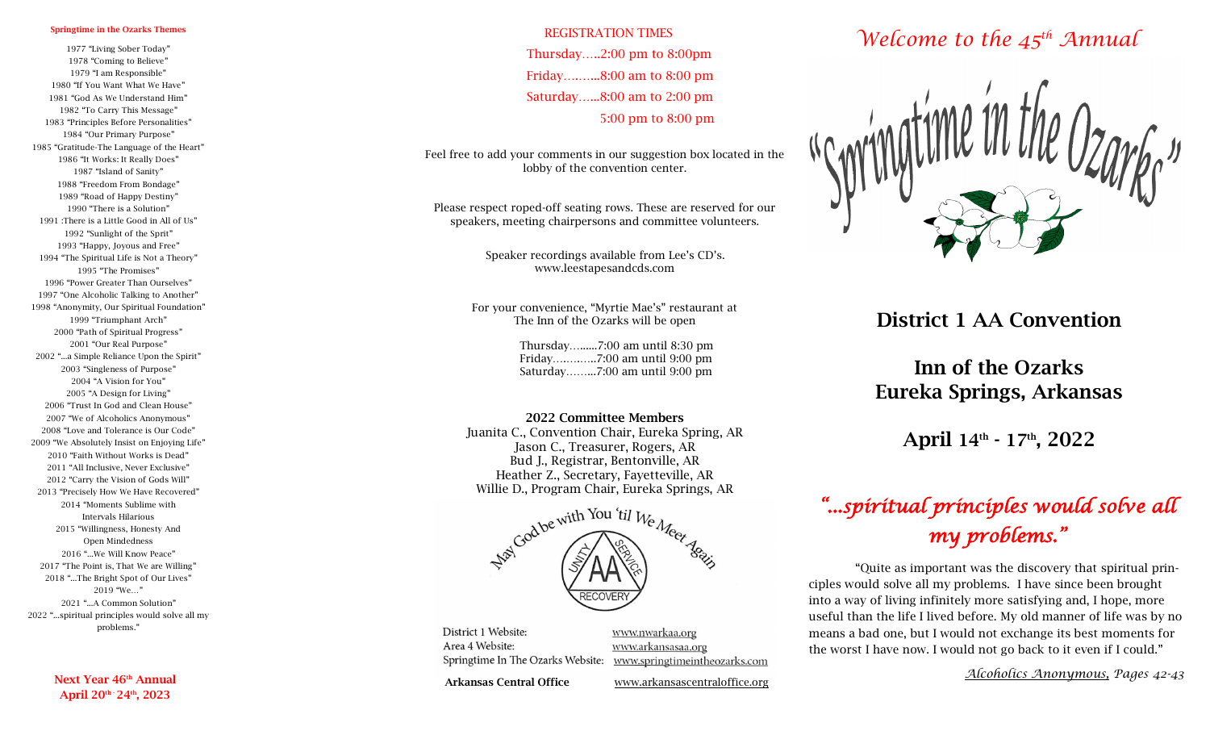**Springtime in the Ozarks Themes**

1977 "Living Sober Today"
1978 "Coming to Believe"
1979 "I am Responsible"
1980 "If You Want What We Have"
1981 "God As We Understand Him"
1982 "To Carry This Message"
1983 "Principles Before Personalities"
1984 "Our Primary Purpose"
1985 "Gratitude-The Language of the Heart"
1986 "It Works: It Really Does"
1987 "Island of Sanity"
1988 "Freedom From Bondage"
1989 "Road of Happy Destiny"
1990 "There is a Solution"
1991 :There is a Little Good in All of Us"
1992 "Sunlight of the Sprit"
1993 "Happy, Joyous and Free"
1994 "The Spiritual Life is Not a Theory"
1995 "The Promises"
1996 "Power Greater Than Ourselves"
1997 "One Alcoholic Talking to Another"
1998 "Anonymity, Our Spiritual Foundation"
1999 "Triumphant Arch"
2000 "Path of Spiritual Progress"
2001 "Our Real Purpose"
2002 "...a Simple Reliance Upon the Spirit"
2003 "Singleness of Purpose"
2004 "A Vision for You"
2005 "A Design for Living"
2006 "Trust In God and Clean House"
2007 "We of Alcoholics Anonymous"
2008 "Love and Tolerance is Our Code"
2009 "We Absolutely Insist on Enjoying Life"
2010 "Faith Without Works is Dead"
2011 "All Inclusive, Never Exclusive"
2012 "Carry the Vision of Gods Will"
2013 "Precisely How We Have Recovered"
2014 "Moments Sublime with Intervals Hilarious
2015 "Willingness, Honesty And Open Mindedness
2016 "...We Will Know Peace"
2017 "The Point is, That We are Willing"
2018 "...The Bright Spot of Our Lives"
2019 "We..."
2021 "...A Common Solution"
2022 "...spiritual principles would solve all my problems."

**Next Year 46th Annual**
**April 20th-24th, 2023**

REGISTRATION TIMES

Thursday.....2:00 pm to 8:00pm
Friday.........8:00 am to 8:00 pm
Saturday......8:00 am to 2:00 pm
5:00 pm to 8:00 pm

Feel free to add your comments in our suggestion box located in the lobby of the convention center.

Please respect roped-off seating rows. These are reserved for our speakers, meeting chairpersons and committee volunteers.

Speaker recordings available from Lee's CD's.
www.leestapesandcds.com

For your convenience, "Myrtie Mae's" restaurant at The Inn of the Ozarks will be open

Thursday.........7:00 am until 8:30 pm
Friday.............7:00 am until 9:00 pm
Saturday.........7:00 am until 9:00 pm

**2022 Committee Members**
Juanita C., Convention Chair, Eureka Spring, AR
Jason C., Treasurer, Rogers, AR
Bud J., Registrar, Bentonville, AR
Heather Z., Secretary, Fayetteville, AR
Willie D., Program Chair, Eureka Springs, AR

May God be with You 'til We Meet Again

| | |
|---|---|
| District 1 Website: | www.nwarkaa.org |
| Area 4 Website: | www.arkansasaa.org |
| Springtime In The Ozarks Website: | www.springtimeintheozarks.com |
| **Arkansas Central Office** | www.arkansascentraloffice.org |

*Welcome to the 45th Annual*

"Springtime in the Ozarks"

## District 1 AA Convention

## Inn of the Ozarks
## Eureka Springs, Arkansas

## April 14th - 17th, 2022

## *"...spiritual principles would solve all my problems."*

"Quite as important was the discovery that spiritual principles would solve all my problems. I have since been brought into a way of living infinitely more satisfying and, I hope, more useful than the life I lived before. My old manner of life was by no means a bad one, but I would not exchange its best moments for the worst I have now. I would not go back to it even if I could."

*Alcoholics Anonymous, Pages 42-43*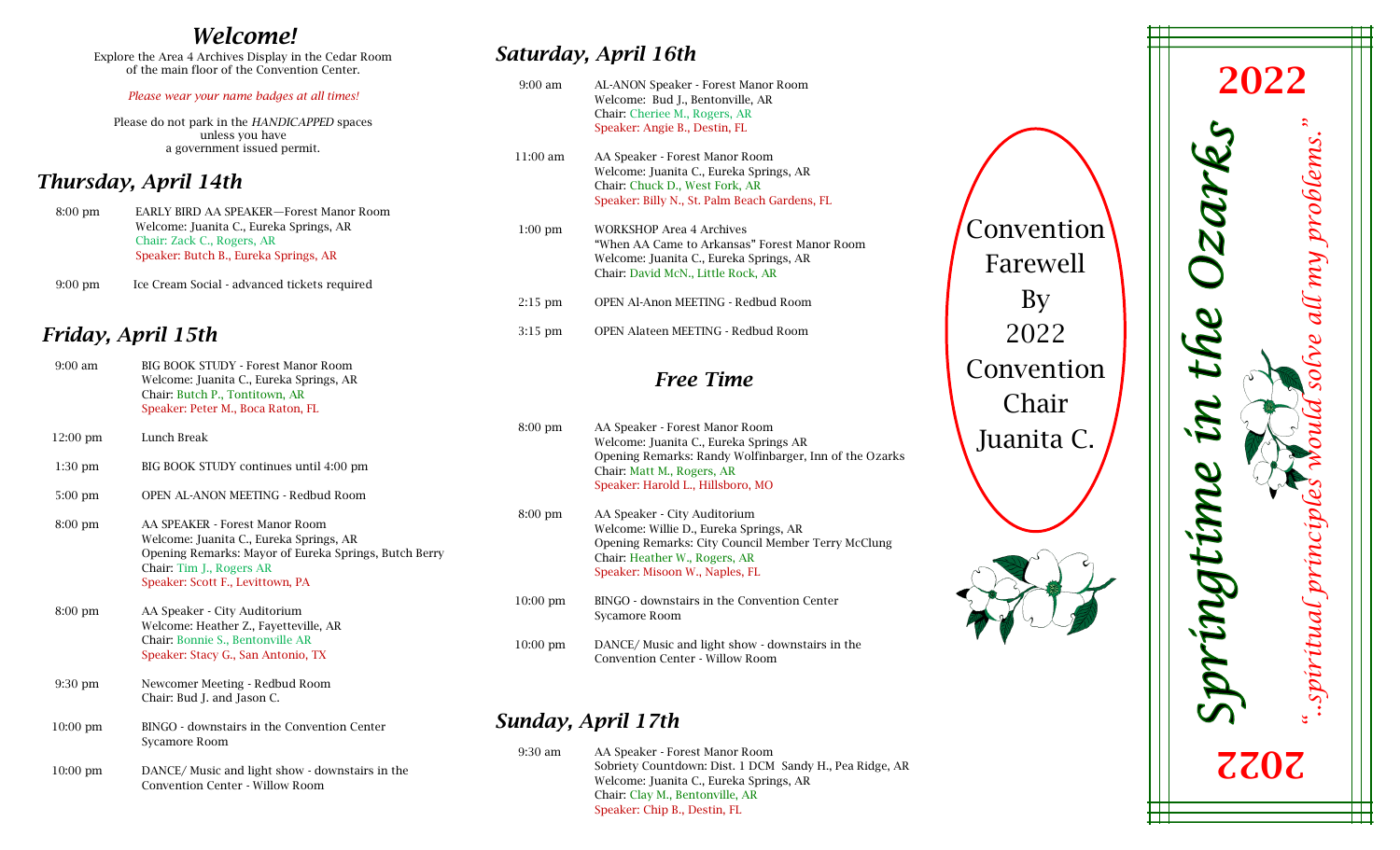## *Welcome!*

Explore the Area 4 Archives Display in the Cedar Room of the main floor of the Convention Center.

*Please wear your name badges at all times!*

Please do not park in the *HANDICAPPED* spaces unless you have a government issued permit.

## *Thursday, April 14th*

| | |
|---|---|
| 8:00 pm | EARLY BIRD AA SPEAKER—Forest Manor Room<br>Welcome: Juanita C., Eureka Springs, AR<br>Chair: Zack C., Rogers, AR<br>Speaker: Butch B., Eureka Springs, AR |
| 9:00 pm | Ice Cream Social - advanced tickets required |

## *Friday, April 15th*

| | |
|---|---|
| 9:00 am | BIG BOOK STUDY - Forest Manor Room<br>Welcome: Juanita C., Eureka Springs, AR<br>Chair: Butch P., Tontitown, AR<br>Speaker: Peter M., Boca Raton, FL |
| 12:00 pm | Lunch Break |
| 1:30 pm | BIG BOOK STUDY continues until 4:00 pm |
| 5:00 pm | OPEN AL-ANON MEETING - Redbud Room |
| 8:00 pm | AA SPEAKER - Forest Manor Room<br>Welcome: Juanita C., Eureka Springs, AR<br>Opening Remarks: Mayor of Eureka Springs, Butch Berry<br>Chair: Tim J., Rogers AR<br>Speaker: Scott F., Levittown, PA |
| 8:00 pm | AA Speaker - City Auditorium<br>Welcome: Heather Z., Fayetteville, AR<br>Chair: Bonnie S., Bentonville AR<br>Speaker: Stacy G., San Antonio, TX |
| 9:30 pm | Newcomer Meeting - Redbud Room<br>Chair: Bud J. and Jason C. |
| 10:00 pm | BINGO - downstairs in the Convention Center Sycamore Room |
| 10:00 pm | DANCE/ Music and light show - downstairs in the Convention Center - Willow Room |

## *Saturday, April 16th*

| | |
|---|---|
| 9:00 am | AL-ANON Speaker - Forest Manor Room<br>Welcome: Bud J., Bentonville, AR<br>Chair: Cheriee M., Rogers, AR<br>Speaker: Angie B., Destin, FL |
| 11:00 am | AA Speaker - Forest Manor Room<br>Welcome: Juanita C., Eureka Springs, AR<br>Chair: Chuck D., West Fork, AR<br>Speaker: Billy N., St. Palm Beach Gardens, FL |
| 1:00 pm | WORKSHOP Area 4 Archives<br>"When AA Came to Arkansas" Forest Manor Room<br>Welcome: Juanita C., Eureka Springs, AR<br>Chair: David McN., Little Rock, AR |
| 2:15 pm | OPEN Al-Anon MEETING - Redbud Room |
| 3:15 pm | OPEN Alateen MEETING - Redbud Room |

### *Free Time*

| | |
|---|---|
| 8:00 pm | AA Speaker - Forest Manor Room<br>Welcome: Juanita C., Eureka Springs AR<br>Opening Remarks: Randy Wolfinbarger, Inn of the Ozarks<br>Chair: Matt M., Rogers, AR<br>Speaker: Harold L., Hillsboro, MO |
| 8:00 pm | AA Speaker - City Auditorium<br>Welcome: Willie D., Eureka Springs, AR<br>Opening Remarks: City Council Member Terry McClung<br>Chair: Heather W., Rogers, AR<br>Speaker: Misoon W., Naples, FL |
| 10:00 pm | BINGO - downstairs in the Convention Center Sycamore Room |
| 10:00 pm | DANCE/ Music and light show - downstairs in the Convention Center - Willow Room |

## *Sunday, April 17th*

| | |
|---|---|
| 9:30 am | AA Speaker - Forest Manor Room<br>Sobriety Countdown: Dist. 1 DCM Sandy H., Pea Ridge, AR<br>Welcome: Juanita C., Eureka Springs, AR<br>Chair: Clay M., Bentonville, AR<br>Speaker: Chip B., Destin, FL |

Convention Farewell By 2022 Convention Chair Juanita C.

# 2022

# *Springtime in the Ozarks*

*"...spiritual principles would solve all my problems."*

2022